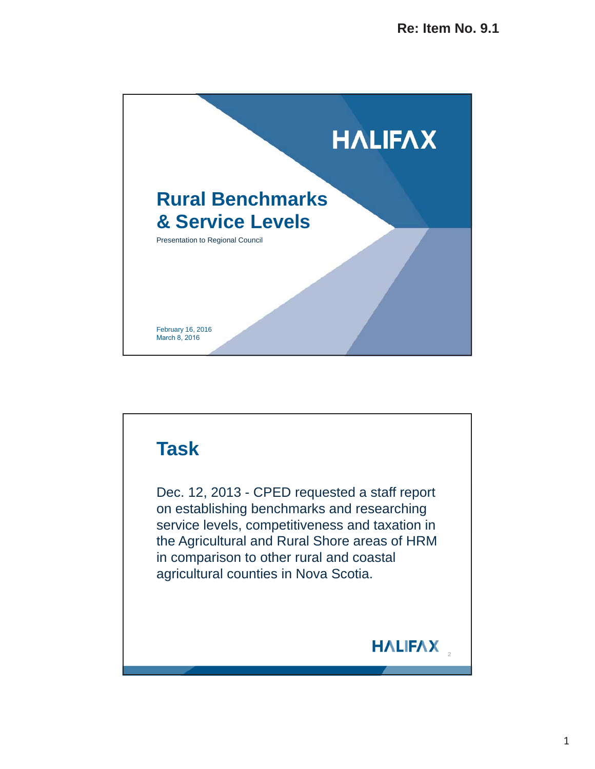Re: Item No. 9.1

HALIFAX

# Rural Benchmarks & Service Levels

Presentation to Regional Council

February 16, 2016
March 8, 2016

## Task

Dec. 12, 2013 - CPED requested a staff report on establishing benchmarks and researching service levels, competitiveness and taxation in the Agricultural and Rural Shore areas of HRM in comparison to other rural and coastal agricultural counties in Nova Scotia.

HALIFAX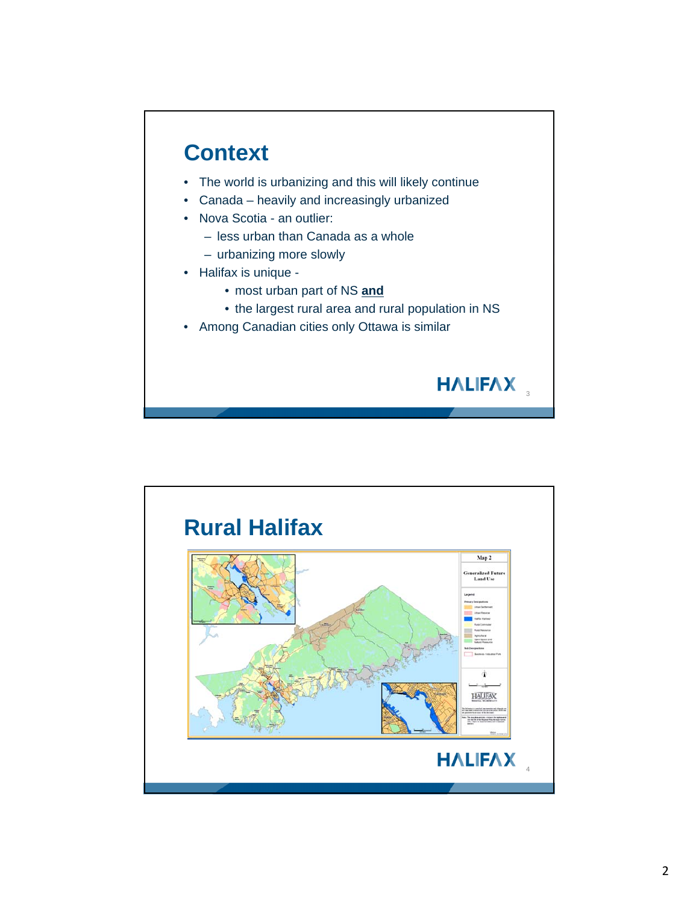# Context

- The world is urbanizing and this will likely continue
- Canada – heavily and increasingly urbanized
- Nova Scotia - an outlier:
  - less urban than Canada as a whole
  - urbanizing more slowly
- Halifax is unique -
  - most urban part of NS **and**
  - the largest rural area and rural population in NS
- Among Canadian cities only Ottawa is similar

HALIFAX

# Rural Halifax

HALIFAX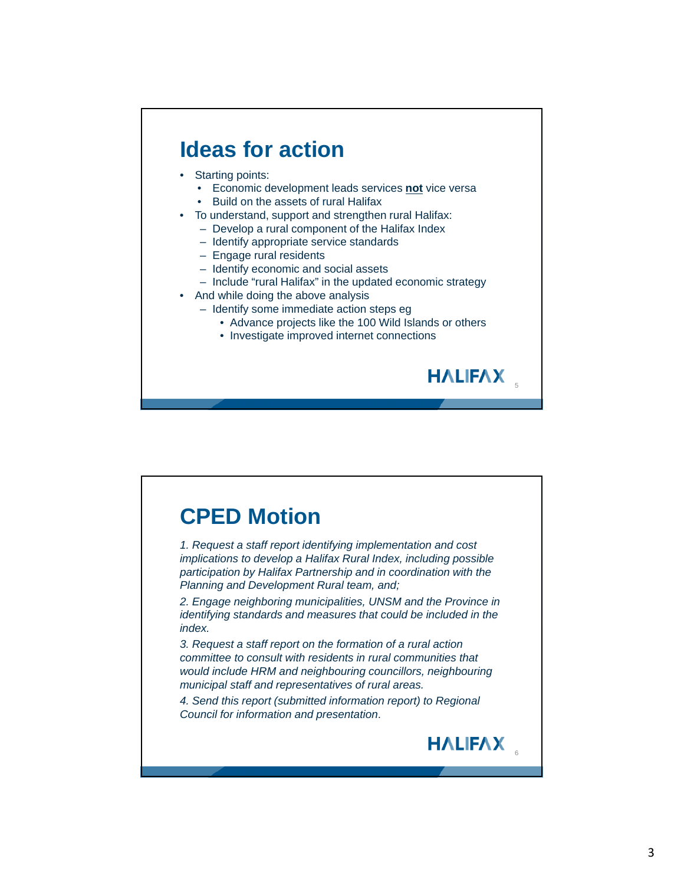# Ideas for action

- Starting points:
  - Economic development leads services **not** vice versa
  - Build on the assets of rural Halifax
- To understand, support and strengthen rural Halifax:
  - Develop a rural component of the Halifax Index
  - Identify appropriate service standards
  - Engage rural residents
  - Identify economic and social assets
  - Include “rural Halifax” in the updated economic strategy
- And while doing the above analysis
  - Identify some immediate action steps eg
    - Advance projects like the 100 Wild Islands or others
    - Investigate improved internet connections

HALIFAX

# CPED Motion

*1. Request a staff report identifying implementation and cost implications to develop a Halifax Rural Index, including possible participation by Halifax Partnership and in coordination with the Planning and Development Rural team, and;*

*2. Engage neighboring municipalities, UNSM and the Province in identifying standards and measures that could be included in the index.*

*3. Request a staff report on the formation of a rural action committee to consult with residents in rural communities that would include HRM and neighbouring councillors, neighbouring municipal staff and representatives of rural areas.*

*4. Send this report (submitted information report) to Regional Council for information and presentation.*

HALIFAX